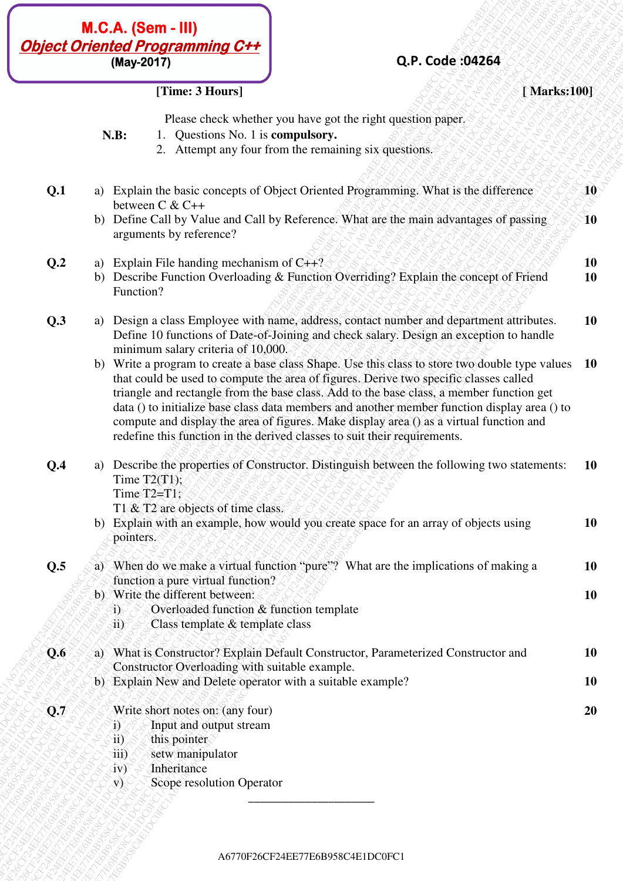# M.C.A. (Sem - III)
## *Object Oriented Programming C++*
**(May-2017)**

**Q.P. Code :04264**

**[Time: 3 Hours]** **[ Marks:100]**

Please check whether you have got the right question paper.

**N.B:**
1. Questions No. 1 is **compulsory.**
2. Attempt any four from the remaining six questions.

**Q.1**
a) Explain the basic concepts of Object Oriented Programming. What is the difference between C & C++ **10**
b) Define Call by Value and Call by Reference. What are the main advantages of passing arguments by reference? **10**

**Q.2**
a) Explain File handing mechanism of C++? **10**
b) Describe Function Overloading & Function Overriding? Explain the concept of Friend Function? **10**

**Q.3**
a) Design a class Employee with name, address, contact number and department attributes. Define 10 functions of Date-of-Joining and check salary. Design an exception to handle minimum salary criteria of 10,000. **10**
b) Write a program to create a base class Shape. Use this class to store two double type values that could be used to compute the area of figures. Derive two specific classes called triangle and rectangle from the base class. Add to the base class, a member function get data () to initialize base class data members and another member function display area () to compute and display the area of figures. Make display area () as a virtual function and redefine this function in the derived classes to suit their requirements. **10**

**Q.4**
a) Describe the properties of Constructor. Distinguish between the following two statements: **10**
Time T2(T1);
Time T2=T1;
T1 & T2 are objects of time class.
b) Explain with an example, how would you create space for an array of objects using pointers. **10**

**Q.5**
a) When do we make a virtual function "pure"? What are the implications of making a function a pure virtual function? **10**
b) Write the different between: **10**
i) Overloaded function & function template
ii) Class template & template class

**Q.6**
a) What is Constructor? Explain Default Constructor, Parameterized Constructor and Constructor Overloading with suitable example. **10**
b) Explain New and Delete operator with a suitable example? **10**

**Q.7**
Write short notes on: (any four) **20**
i) Input and output stream
ii) this pointer
iii) setw manipulator
iv) Inheritance
v) Scope resolution Operator

---

A6770F26CF24EE77E6B958C4E1DC0FC1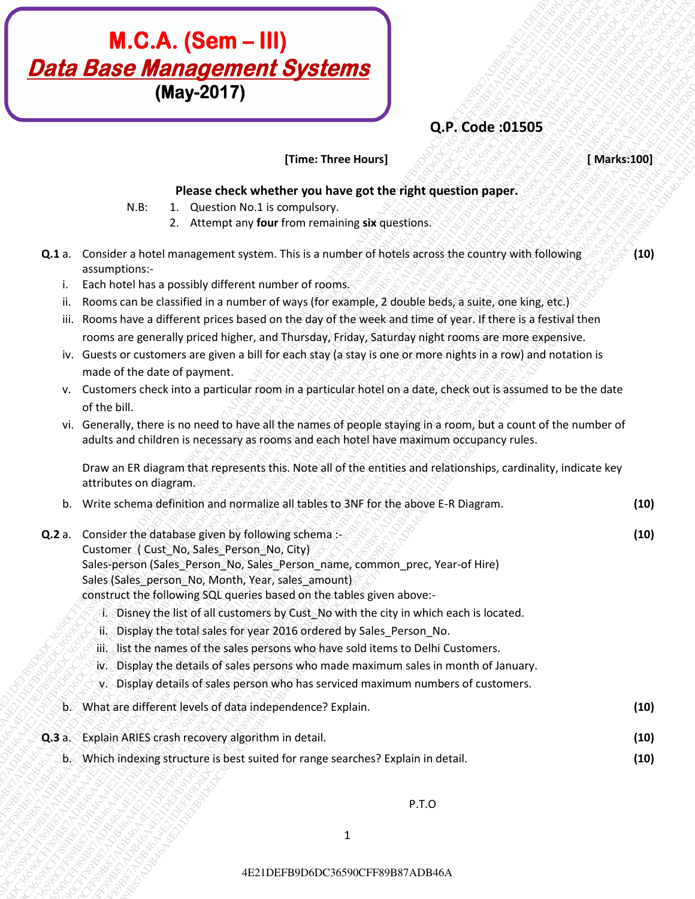# M.C.A. (Sem – III)
## *Data Base Management Systems*
**(May-2017)**

**Q.P. Code :01505**

**[Time: Three Hours]** **[ Marks:100]**

**Please check whether you have got the right question paper.**

N.B:
1. Question No.1 is compulsory.
2. Attempt any **four** from remaining **six** questions.

**Q.1** a. Consider a hotel management system. This is a number of hotels across the country with following assumptions:- **(10)**

i. Each hotel has a possibly different number of rooms.
ii. Rooms can be classified in a number of ways (for example, 2 double beds, a suite, one king, etc.)
iii. Rooms have a different prices based on the day of the week and time of year. If there is a festival then rooms are generally priced higher, and Thursday, Friday, Saturday night rooms are more expensive.
iv. Guests or customers are given a bill for each stay (a stay is one or more nights in a row) and notation is made of the date of payment.
v. Customers check into a particular room in a particular hotel on a date, check out is assumed to be the date of the bill.
vi. Generally, there is no need to have all the names of people staying in a room, but a count of the number of adults and children is necessary as rooms and each hotel have maximum occupancy rules.

Draw an ER diagram that represents this. Note all of the entities and relationships, cardinality, indicate key attributes on diagram.

b. Write schema definition and normalize all tables to 3NF for the above E-R Diagram. **(10)**

**Q.2** a. Consider the database given by following schema :- **(10)**
Customer ( Cust_No, Sales_Person_No, City)
Sales-person (Sales_Person_No, Sales_Person_name, common_prec, Year-of Hire)
Sales (Sales_person_No, Month, Year, sales_amount)
construct the following SQL queries based on the tables given above:-

i. Disney the list of all customers by Cust_No with the city in which each is located.
ii. Display the total sales for year 2016 ordered by Sales_Person_No.
iii. list the names of the sales persons who have sold items to Delhi Customers.
iv. Display the details of sales persons who made maximum sales in month of January.
v. Display details of sales person who has serviced maximum numbers of customers.

b. What are different levels of data independence? Explain. **(10)**

**Q.3** a. Explain ARIES crash recovery algorithm in detail. **(10)**

b. Which indexing structure is best suited for range searches? Explain in detail. **(10)**

P.T.O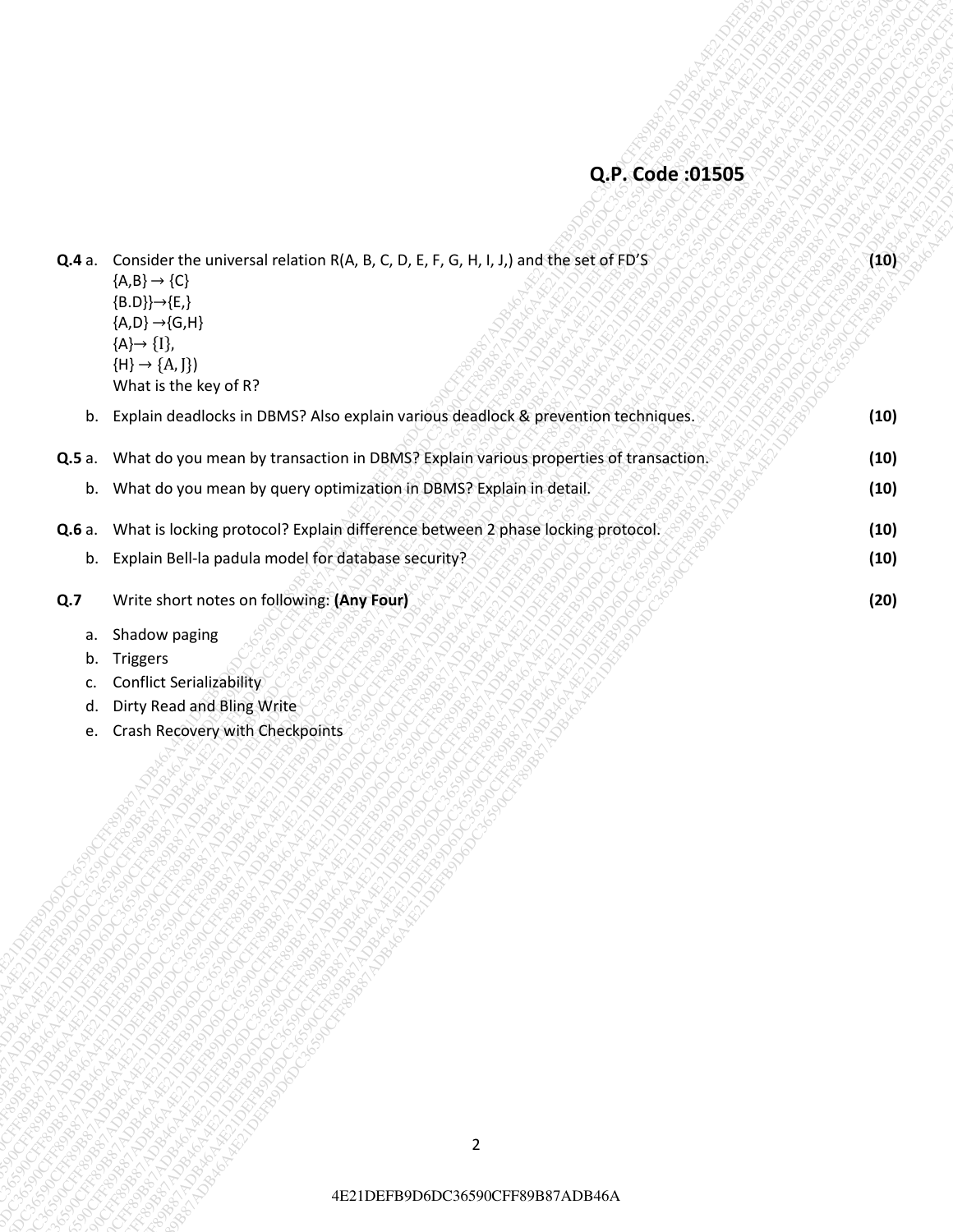**Q.P. Code :01505**

**Q.4** a. Consider the universal relation R(A, B, C, D, E, F, G, H, I, J,) and the set of FD'S **(10)**

{A,B} → {C}

{B.D}}→{E,}

{A,D} →{G,H}

{A}→ {I},

{H} → {A, J})

What is the key of R?

b. Explain deadlocks in DBMS? Also explain various deadlock & prevention techniques. **(10)**

**Q.5** a. What do you mean by transaction in DBMS? Explain various properties of transaction. **(10)**

b. What do you mean by query optimization in DBMS? Explain in detail. **(10)**

**Q.6** a. What is locking protocol? Explain difference between 2 phase locking protocol. **(10)**

b. Explain Bell-la padula model for database security? **(10)**

**Q.7** Write short notes on following: **(Any Four)** **(20)**

a. Shadow paging

b. Triggers

c. Conflict Serializability

d. Dirty Read and Bling Write

e. Crash Recovery with Checkpoints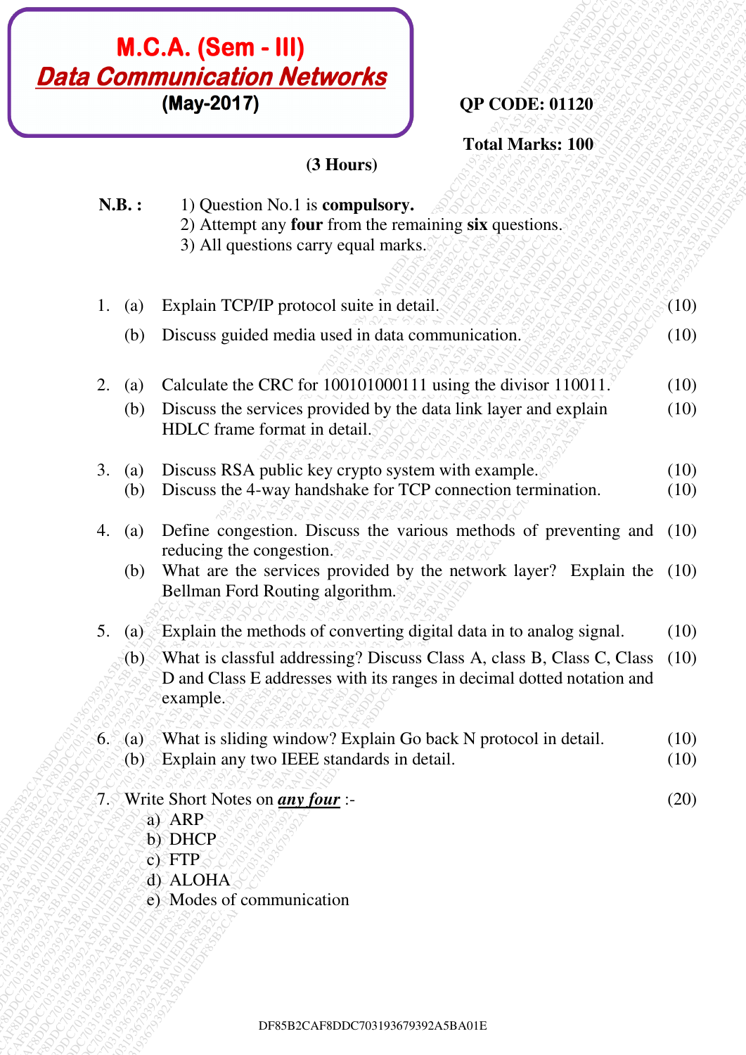# M.C.A. (Sem - III)

## *Data Communication Networks*

**(May-2017)**

**QP CODE: 01120**

**Total Marks: 100**

**(3 Hours)**

**N.B. :**
1) Question No.1 is **compulsory.**
2) Attempt any **four** from the remaining **six** questions.
3) All questions carry equal marks.

1. (a) Explain TCP/IP protocol suite in detail. (10)
   (b) Discuss guided media used in data communication. (10)

2. (a) Calculate the CRC for 100101000111 using the divisor 110011. (10)
   (b) Discuss the services provided by the data link layer and explain HDLC frame format in detail. (10)

3. (a) Discuss RSA public key crypto system with example. (10)
   (b) Discuss the 4-way handshake for TCP connection termination. (10)

4. (a) Define congestion. Discuss the various methods of preventing and reducing the congestion. (10)
   (b) What are the services provided by the network layer? Explain the Bellman Ford Routing algorithm. (10)

5. (a) Explain the methods of converting digital data in to analog signal. (10)
   (b) What is classful addressing? Discuss Class A, class B, Class C, Class D and Class E addresses with its ranges in decimal dotted notation and example. (10)

6. (a) What is sliding window? Explain Go back N protocol in detail. (10)
   (b) Explain any two IEEE standards in detail. (10)

7. Write Short Notes on ***any four*** :- (20)
   a) ARP
   b) DHCP
   c) FTP
   d) ALOHA
   e) Modes of communication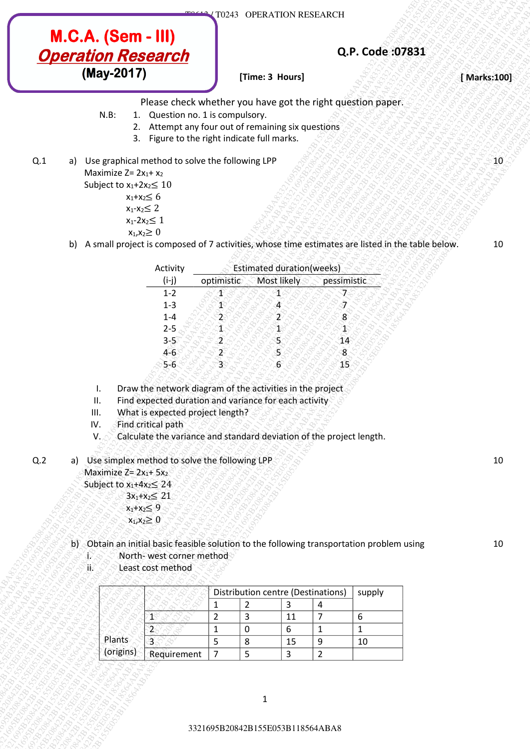# M.C.A. (Sem - III)
## *Operation Research*
**(May-2017)**

**Q.P. Code :07831**

**[Time: 3 Hours]** **[ Marks:100]**

Please check whether you have got the right question paper.

N.B:
1. Question no. 1 is compulsory.
2. Attempt any four out of remaining six questions
3. Figure to the right indicate full marks.

**Q.1** a) Use graphical method to solve the following LPP — 10

Maximize $Z = 2x_1 + x_2$

Subject to $x_1 + 2x_2 \leq 10$

$x_1 + x_2 \leq 6$

$x_1 - x_2 \leq 2$

$x_1 - 2x_2 \leq 1$

$x_1, x_2 \geq 0$

b) A small project is composed of 7 activities, whose time estimates are listed in the table below. — 10

| Activity (i-j) | Estimated duration(weeks) optimistic | Most likely | pessimistic |
|---|---|---|---|
| 1-2 | 1 | 1 | 7 |
| 1-3 | 1 | 4 | 7 |
| 1-4 | 2 | 2 | 8 |
| 2-5 | 1 | 1 | 1 |
| 3-5 | 2 | 5 | 14 |
| 4-6 | 2 | 5 | 8 |
| 5-6 | 3 | 6 | 15 |

I. Draw the network diagram of the activities in the project
II. Find expected duration and variance for each activity
III. What is expected project length?
IV. Find critical path
V. Calculate the variance and standard deviation of the project length.

**Q.2** a) Use simplex method to solve the following LPP — 10

Maximize $Z = 2x_1 + 5x_2$

Subject to $x_1 + 4x_2 \leq 24$

$3x_1 + x_2 \leq 21$

$x_1 + x_2 \leq 9$

$x_1, x_2 \geq 0$

b) Obtain an initial basic feasible solution to the following transportation problem using — 10

i. North- west corner method
ii. Least cost method

| | | Distribution centre (Destinations) | | | | supply |
|---|---|---|---|---|---|---|
| | | 1 | 2 | 3 | 4 | |
| Plants (origins) | 1 | 2 | 3 | 11 | 7 | 6 |
| | 2 | 1 | 0 | 6 | 1 | 1 |
| | 3 | 5 | 8 | 15 | 9 | 10 |
| | Requirement | 7 | 5 | 3 | 2 | |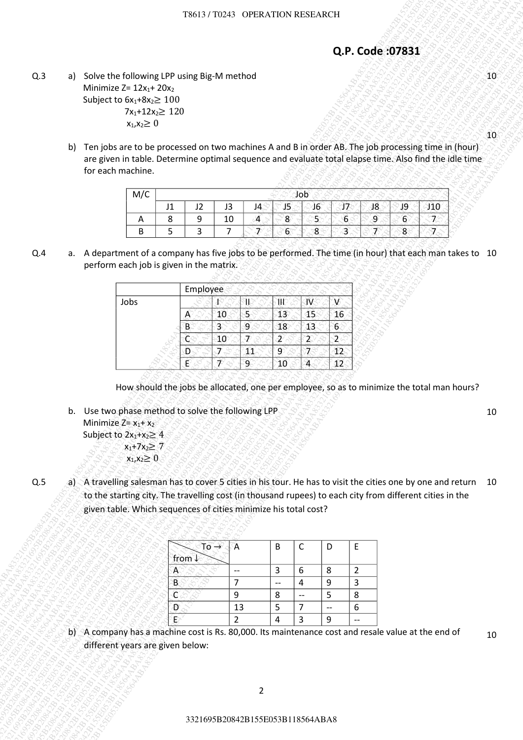**Q.P. Code :07831**

**Q.3**

a) Solve the following LPP using Big-M method **(10)**

Minimize $Z= 12x_1+ 20x_2$

Subject to $6x_1+8x_2 \geq 100$

$7x_1+12x_2 \geq 120$

$x_1,x_2 \geq 0$

b) Ten jobs are to be processed on two machines A and B in order AB. The job processing time in (hour) are given in table. Determine optimal sequence and evaluate total elapse time. Also find the idle time for each machine. **(10)**

| M/C | Job | | | | | | | | | |
|---|---|---|---|---|---|---|---|---|---|---|
| | J1 | J2 | J3 | J4 | J5 | J6 | J7 | J8 | J9 | J10 |
| A | 8 | 9 | 10 | 4 | 8 | 5 | 6 | 9 | 6 | 7 |
| B | 5 | 3 | 7 | 7 | 6 | 8 | 3 | 7 | 8 | 7 |

**Q.4**

a. A department of a company has five jobs to be performed. The time (in hour) that each man takes to perform each job is given in the matrix. **(10)**

| | Employee | | | | | |
|---|---|---|---|---|---|---|
| Jobs | | I | II | III | IV | V |
| | A | 10 | 5 | 13 | 15 | 16 |
| | B | 3 | 9 | 18 | 13 | 6 |
| | C | 10 | 7 | 2 | 2 | 2 |
| | D | 7 | 11 | 9 | 7 | 12 |
| | E | 7 | 9 | 10 | 4 | 12 |

How should the jobs be allocated, one per employee, so as to minimize the total man hours?

b. Use two phase method to solve the following LPP **(10)**

Minimize $Z= x_1+ x_2$

Subject to $2x_1+x_2 \geq 4$

$x_1+7x_2 \geq 7$

$x_1,x_2 \geq 0$

**Q.5**

a) A travelling salesman has to cover 5 cities in his tour. He has to visit the cities one by one and return to the starting city. The travelling cost (in thousand rupees) to each city from different cities in the given table. Which sequences of cities minimize his total cost? **(10)**

| from ↓ / To → | A | B | C | D | E |
|---|---|---|---|---|---|
| A | -- | 3 | 6 | 8 | 2 |
| B | 7 | -- | 4 | 9 | 3 |
| C | 9 | 8 | -- | 5 | 8 |
| D | 13 | 5 | 7 | -- | 6 |
| E | 2 | 4 | 3 | 9 | -- |

b) A company has a machine cost is Rs. 80,000. Its maintenance cost and resale value at the end of different years are given below: **(10)**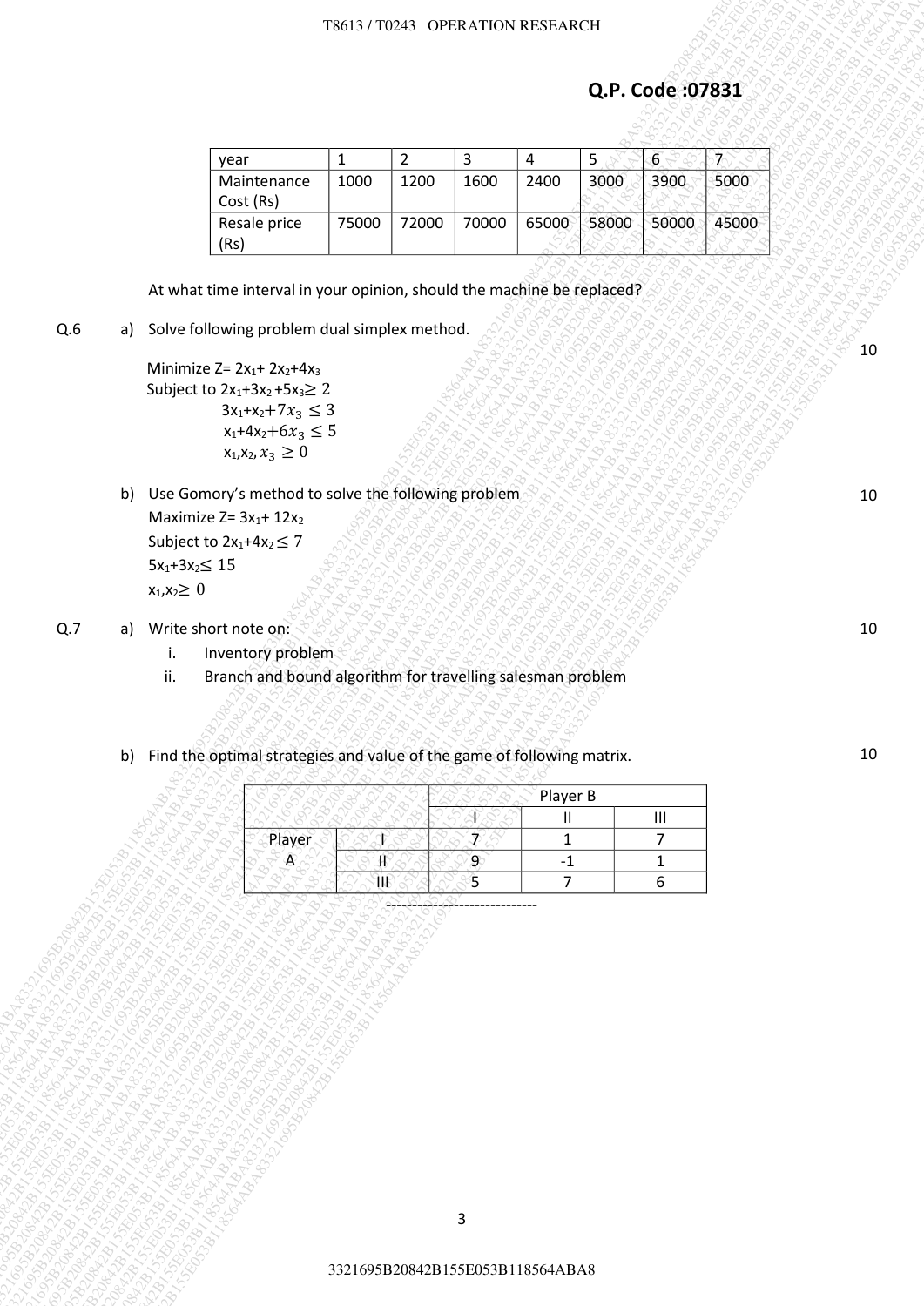Q.P. Code :07831

| year | 1 | 2 | 3 | 4 | 5 | 6 | 7 |
|---|---|---|---|---|---|---|---|
| Maintenance Cost (Rs) | 1000 | 1200 | 1600 | 2400 | 3000 | 3900 | 5000 |
| Resale price (Rs) | 75000 | 72000 | 70000 | 65000 | 58000 | 50000 | 45000 |

At what time interval in your opinion, should the machine be replaced?

Q.6 a) Solve following problem dual simplex method. **10**

Minimize $Z= 2x_1+ 2x_2+4x_3$

Subject to $2x_1+3x_2 +5x_3 \geq 2$

$3x_1+x_2+7x_3 \leq 3$

$x_1+4x_2+6x_3 \leq 5$

$x_1,x_2, x_3 \geq 0$

b) Use Gomory's method to solve the following problem **10**

Maximize $Z= 3x_1+ 12x_2$

Subject to $2x_1+4x_2 \leq 7$

$5x_1+3x_2 \leq 15$

$x_1,x_2 \geq 0$

Q.7 a) Write short note on: **10**

i. Inventory problem

ii. Branch and bound algorithm for travelling salesman problem

b) Find the optimal strategies and value of the game of following matrix. **10**

| | | Player B | | |
|---|---|---|---|---|
| | | I | II | III |
| Player A | I | 7 | 1 | 7 |
| | II | 9 | -1 | 1 |
| | III | 5 | 7 | 6 |

-----------------------------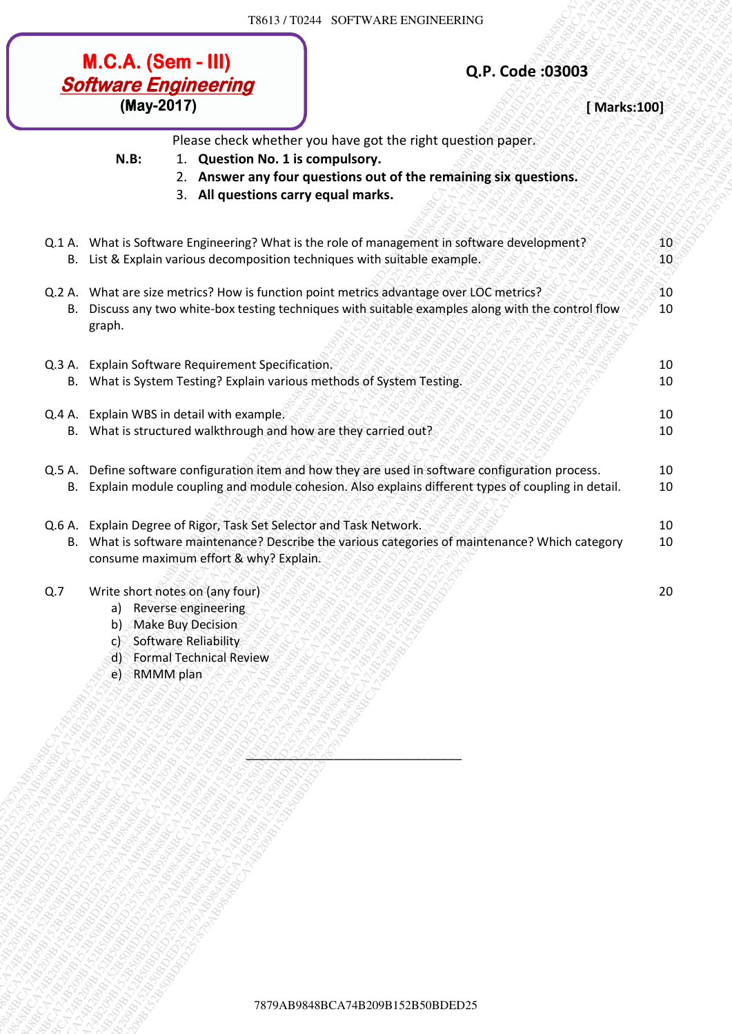# M.C.A. (Sem - III)
## *Software Engineering*
**(May-2017)**

**Q.P. Code :03003**

**[ Marks:100]**

Please check whether you have got the right question paper.

**N.B:**
1. **Question No. 1 is compulsory.**
2. **Answer any four questions out of the remaining six questions.**
3. **All questions carry equal marks.**

| | | | |
|---|---|---|---|
| Q.1 | A. | What is Software Engineering? What is the role of management in software development? | 10 |
| | B. | List & Explain various decomposition techniques with suitable example. | 10 |
| Q.2 | A. | What are size metrics? How is function point metrics advantage over LOC metrics? | 10 |
| | B. | Discuss any two white-box testing techniques with suitable examples along with the control flow graph. | 10 |
| Q.3 | A. | Explain Software Requirement Specification. | 10 |
| | B. | What is System Testing? Explain various methods of System Testing. | 10 |
| Q.4 | A. | Explain WBS in detail with example. | 10 |
| | B. | What is structured walkthrough and how are they carried out? | 10 |
| Q.5 | A. | Define software configuration item and how they are used in software configuration process. | 10 |
| | B. | Explain module coupling and module cohesion. Also explains different types of coupling in detail. | 10 |
| Q.6 | A. | Explain Degree of Rigor, Task Set Selector and Task Network. | 10 |
| | B. | What is software maintenance? Describe the various categories of maintenance? Which category consume maximum effort & why? Explain. | 10 |
| Q.7 | | Write short notes on (any four) | 20 |

a) Reverse engineering
b) Make Buy Decision
c) Software Reliability
d) Formal Technical Review
e) RMMM plan

______________________________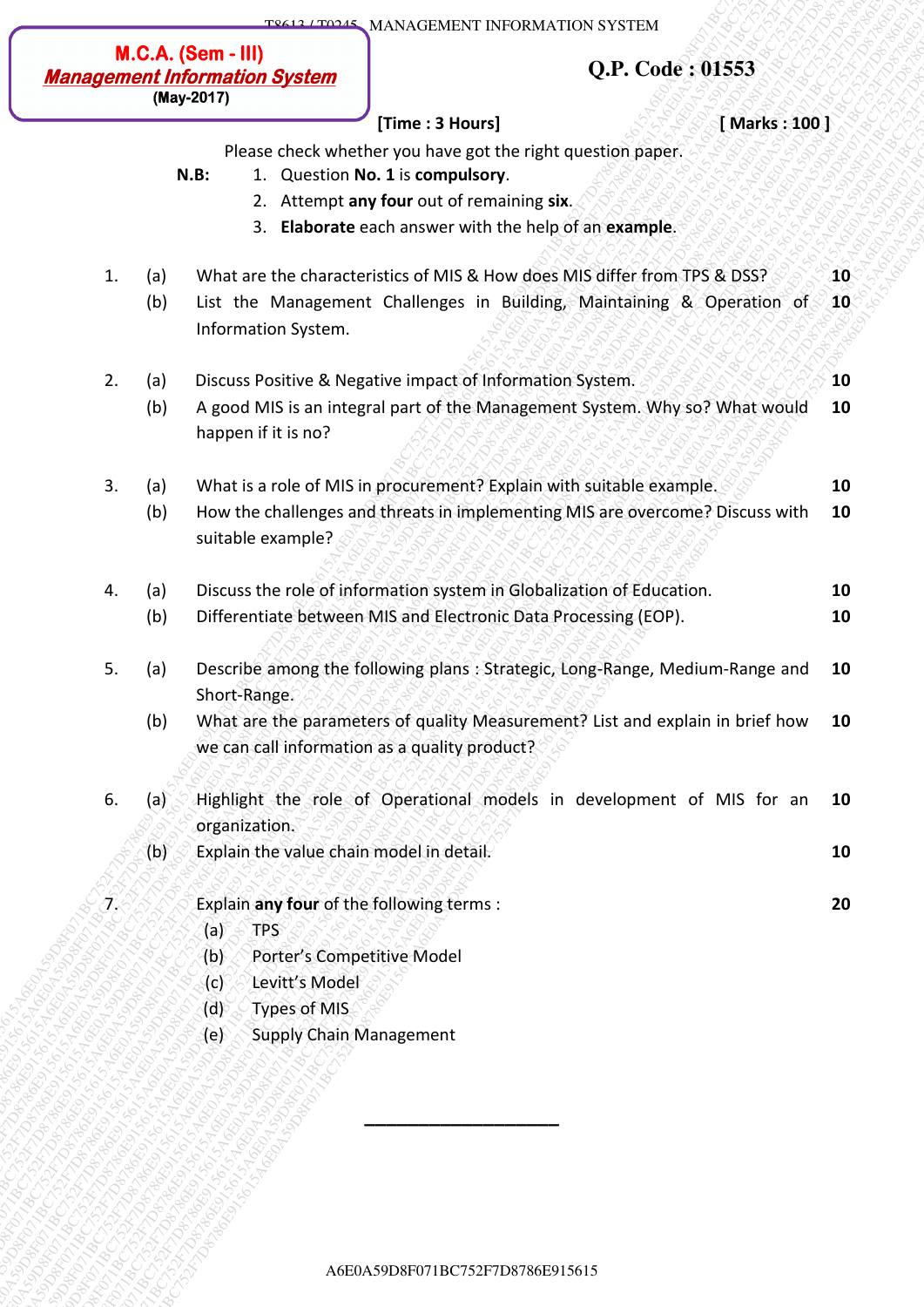**M.C.A. (Sem - III)**
***Management Information System***
**(May-2017)**

**Q.P. Code : 01553**

**[Time : 3 Hours]** **[ Marks : 100 ]**

Please check whether you have got the right question paper.

**N.B:**
1. Question **No. 1** is **compulsory**.
2. Attempt **any four** out of remaining **six**.
3. **Elaborate** each answer with the help of an **example**.

1. (a) What are the characteristics of MIS & How does MIS differ from TPS & DSS? **10**
   (b) List the Management Challenges in Building, Maintaining & Operation of Information System. **10**

2. (a) Discuss Positive & Negative impact of Information System. **10**
   (b) A good MIS is an integral part of the Management System. Why so? What would happen if it is no? **10**

3. (a) What is a role of MIS in procurement? Explain with suitable example. **10**
   (b) How the challenges and threats in implementing MIS are overcome? Discuss with suitable example? **10**

4. (a) Discuss the role of information system in Globalization of Education. **10**
   (b) Differentiate between MIS and Electronic Data Processing (EOP). **10**

5. (a) Describe among the following plans : Strategic, Long-Range, Medium-Range and Short-Range. **10**
   (b) What are the parameters of quality Measurement? List and explain in brief how we can call information as a quality product? **10**

6. (a) Highlight the role of Operational models in development of MIS for an organization. **10**
   (b) Explain the value chain model in detail. **10**

7. Explain **any four** of the following terms : **20**
   (a) TPS
   (b) Porter's Competitive Model
   (c) Levitt's Model
   (d) Types of MIS
   (e) Supply Chain Management

______________________